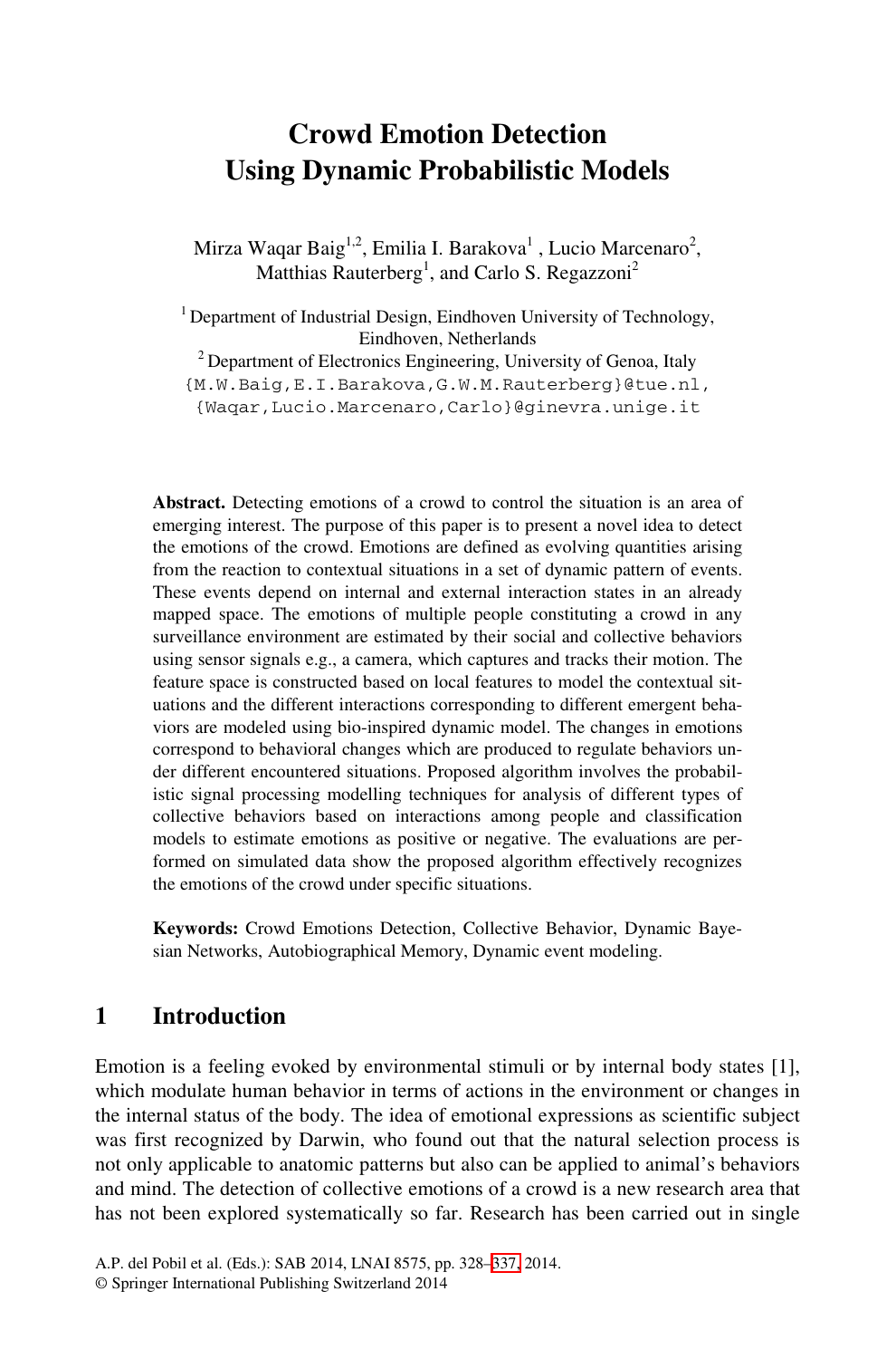# Crowd Emotion Detection Using Dynamic Probabilistic Models

Mirza Waqar Baig[1,2], Emilia I. Barakova[1], Lucio Marcenaro[2], Matthias Rauterberg[1], and Carlo S. Regazzoni[2]

[1] Department of Industrial Design, Eindhoven University of Technology, Eindhoven, Netherlands
[2] Department of Electronics Engineering, University of Genoa, Italy
{M.W.Baig,E.I.Barakova,G.W.M.Rauterberg}@tue.nl,
{Waqar,Lucio.Marcenaro,Carlo}@ginevra.unige.it

**Abstract.** Detecting emotions of a crowd to control the situation is an area of emerging interest. The purpose of this paper is to present a novel idea to detect the emotions of the crowd. Emotions are defined as evolving quantities arising from the reaction to contextual situations in a set of dynamic pattern of events. These events depend on internal and external interaction states in an already mapped space. The emotions of multiple people constituting a crowd in any surveillance environment are estimated by their social and collective behaviors using sensor signals e.g., a camera, which captures and tracks their motion. The feature space is constructed based on local features to model the contextual situations and the different interactions corresponding to different emergent behaviors are modeled using bio-inspired dynamic model. The changes in emotions correspond to behavioral changes which are produced to regulate behaviors under different encountered situations. Proposed algorithm involves the probabilistic signal processing modelling techniques for analysis of different types of collective behaviors based on interactions among people and classification models to estimate emotions as positive or negative. The evaluations are performed on simulated data show the proposed algorithm effectively recognizes the emotions of the crowd under specific situations.

**Keywords:** Crowd Emotions Detection, Collective Behavior, Dynamic Bayesian Networks, Autobiographical Memory, Dynamic event modeling.

## 1 Introduction

Emotion is a feeling evoked by environmental stimuli or by internal body states [1], which modulate human behavior in terms of actions in the environment or changes in the internal status of the body. The idea of emotional expressions as scientific subject was first recognized by Darwin, who found out that the natural selection process is not only applicable to anatomic patterns but also can be applied to animal's behaviors and mind. The detection of collective emotions of a crowd is a new research area that has not been explored systematically so far. Research has been carried out in single

A.P. del Pobil et al. (Eds.): SAB 2014, LNAI 8575, pp. 328–337, 2014.
© Springer International Publishing Switzerland 2014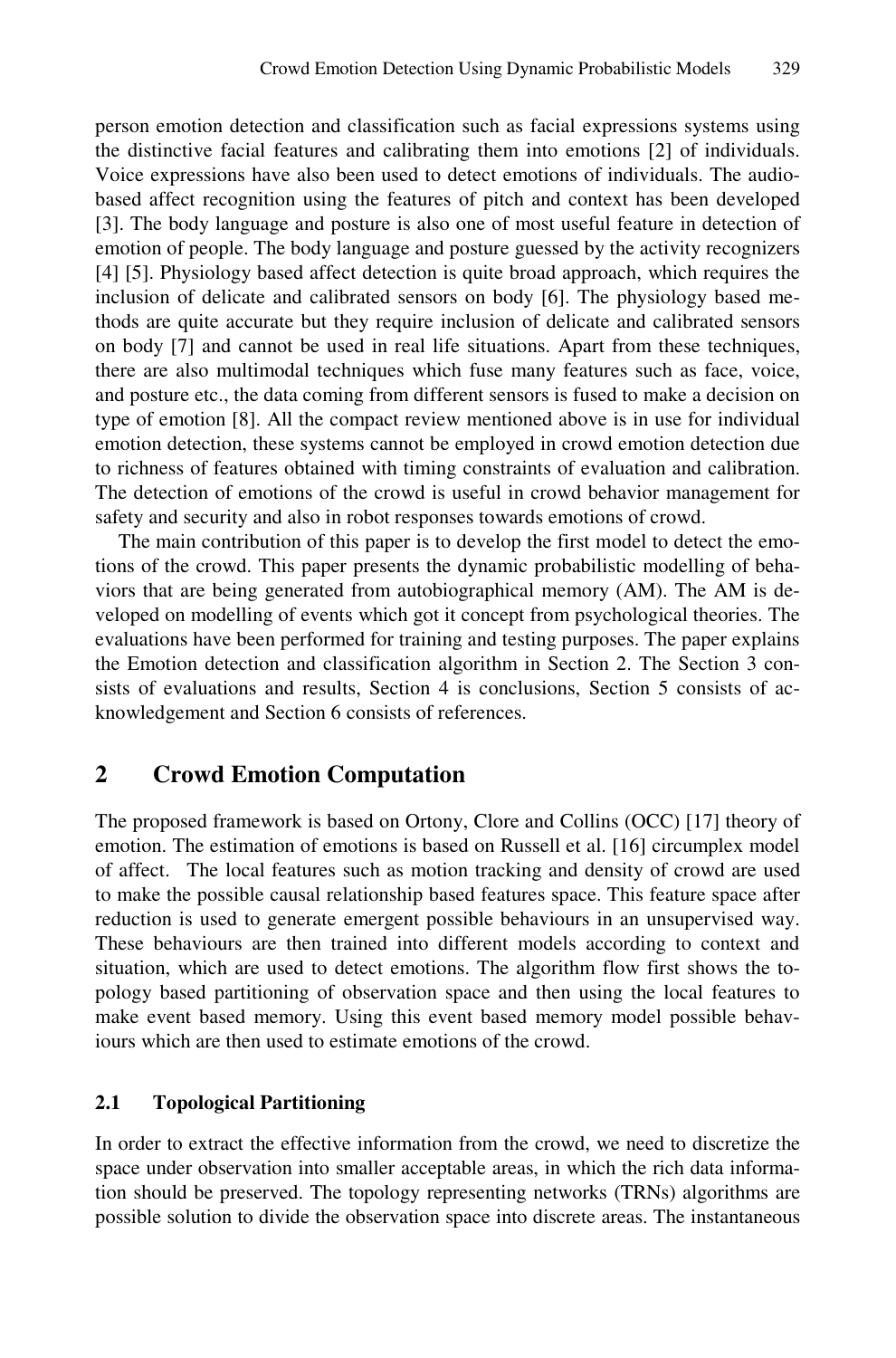person emotion detection and classification such as facial expressions systems using the distinctive facial features and calibrating them into emotions [2] of individuals. Voice expressions have also been used to detect emotions of individuals. The audio-based affect recognition using the features of pitch and context has been developed [3]. The body language and posture is also one of most useful feature in detection of emotion of people. The body language and posture guessed by the activity recognizers [4] [5]. Physiology based affect detection is quite broad approach, which requires the inclusion of delicate and calibrated sensors on body [6]. The physiology based methods are quite accurate but they require inclusion of delicate and calibrated sensors on body [7] and cannot be used in real life situations. Apart from these techniques, there are also multimodal techniques which fuse many features such as face, voice, and posture etc., the data coming from different sensors is fused to make a decision on type of emotion [8]. All the compact review mentioned above is in use for individual emotion detection, these systems cannot be employed in crowd emotion detection due to richness of features obtained with timing constraints of evaluation and calibration. The detection of emotions of the crowd is useful in crowd behavior management for safety and security and also in robot responses towards emotions of crowd.

The main contribution of this paper is to develop the first model to detect the emotions of the crowd. This paper presents the dynamic probabilistic modelling of behaviors that are being generated from autobiographical memory (AM). The AM is developed on modelling of events which got it concept from psychological theories. The evaluations have been performed for training and testing purposes. The paper explains the Emotion detection and classification algorithm in Section 2. The Section 3 consists of evaluations and results, Section 4 is conclusions, Section 5 consists of acknowledgement and Section 6 consists of references.

## 2 Crowd Emotion Computation

The proposed framework is based on Ortony, Clore and Collins (OCC) [17] theory of emotion. The estimation of emotions is based on Russell et al. [16] circumplex model of affect. The local features such as motion tracking and density of crowd are used to make the possible causal relationship based features space. This feature space after reduction is used to generate emergent possible behaviours in an unsupervised way. These behaviours are then trained into different models according to context and situation, which are used to detect emotions. The algorithm flow first shows the topology based partitioning of observation space and then using the local features to make event based memory. Using this event based memory model possible behaviours which are then used to estimate emotions of the crowd.

### 2.1 Topological Partitioning

In order to extract the effective information from the crowd, we need to discretize the space under observation into smaller acceptable areas, in which the rich data information should be preserved. The topology representing networks (TRNs) algorithms are possible solution to divide the observation space into discrete areas. The instantaneous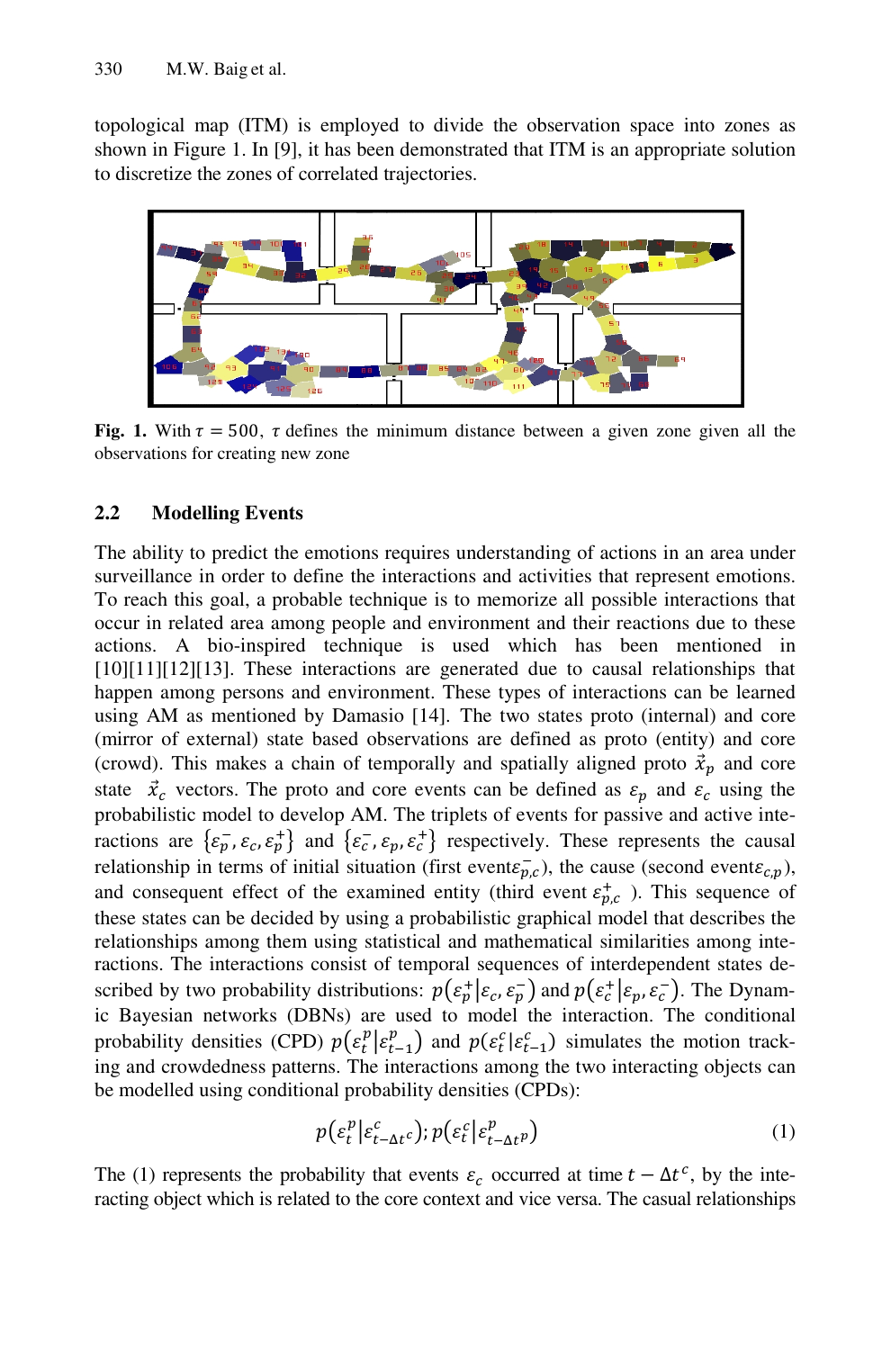topological map (ITM) is employed to divide the observation space into zones as shown in Figure 1. In [9], it has been demonstrated that ITM is an appropriate solution to discretize the zones of correlated trajectories.

**Fig. 1.** With $\tau = 500$, $\tau$ defines the minimum distance between a given zone given all the observations for creating new zone

### 2.2 Modelling Events

The ability to predict the emotions requires understanding of actions in an area under surveillance in order to define the interactions and activities that represent emotions. To reach this goal, a probable technique is to memorize all possible interactions that occur in related area among people and environment and their reactions due to these actions. A bio-inspired technique is used which has been mentioned in [10][11][12][13]. These interactions are generated due to causal relationships that happen among persons and environment. These types of interactions can be learned using AM as mentioned by Damasio [14]. The two states proto (internal) and core (mirror of external) state based observations are defined as proto (entity) and core (crowd). This makes a chain of temporally and spatially aligned proto $\vec{x}_p$ and core state $\vec{x}_c$ vectors. The proto and core events can be defined as $\varepsilon_p$ and $\varepsilon_c$ using the probabilistic model to develop AM. The triplets of events for passive and active interactions are $\{\varepsilon_p^-, \varepsilon_c, \varepsilon_p^+\}$ and $\{\varepsilon_c^-, \varepsilon_p, \varepsilon_c^+\}$ respectively. These represents the causal relationship in terms of initial situation (first event$\varepsilon_{p,c}^-$), the cause (second event$\varepsilon_{c,p}$), and consequent effect of the examined entity (third event $\varepsilon_{p,c}^+$ ). This sequence of these states can be decided by using a probabilistic graphical model that describes the relationships among them using statistical and mathematical similarities among interactions. The interactions consist of temporal sequences of interdependent states described by two probability distributions: $p(\varepsilon_p^+|\varepsilon_c, \varepsilon_p^-)$ and $p(\varepsilon_c^+|\varepsilon_p, \varepsilon_c^-)$. The Dynamic Bayesian networks (DBNs) are used to model the interaction. The conditional probability densities (CPD) $p(\varepsilon_t^p|\varepsilon_{t-1}^p)$ and $p(\varepsilon_t^c|\varepsilon_{t-1}^c)$ simulates the motion tracking and crowdedness patterns. The interactions among the two interacting objects can be modelled using conditional probability densities (CPDs):

$$p(\varepsilon_t^p|\varepsilon_{t-\Delta t^c}^c); p(\varepsilon_t^c|\varepsilon_{t-\Delta t^p}^p) \tag{1}$$

The (1) represents the probability that events $\varepsilon_c$ occurred at time $t - \Delta t^c$, by the interacting object which is related to the core context and vice versa. The casual relationships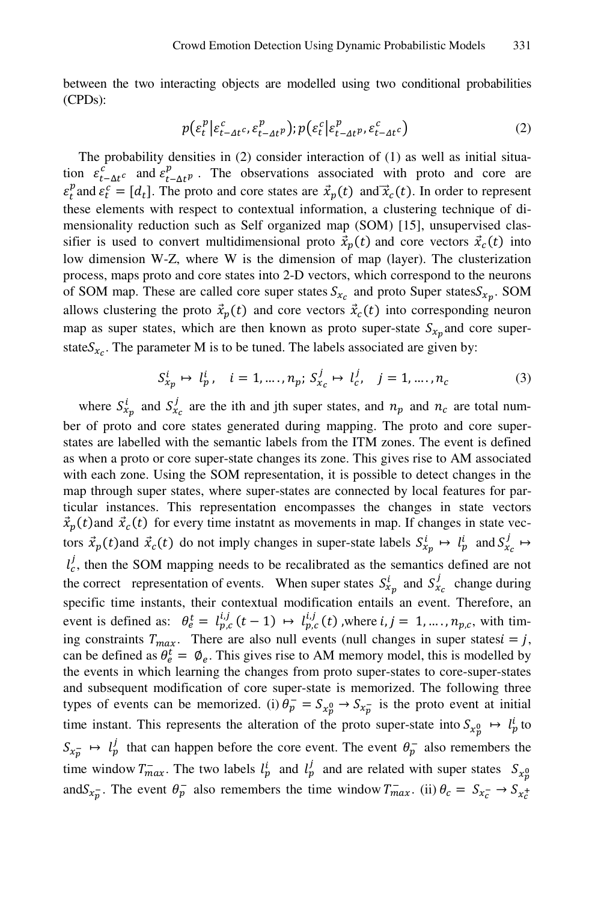between the two interacting objects are modelled using two conditional probabilities (CPDs):

$$p\left(\varepsilon_t^p \middle| \varepsilon_{t-\Delta t^c}^c, \varepsilon_{t-\Delta t^p}^p\right); p\left(\varepsilon_t^c \middle| \varepsilon_{t-\Delta t^p}^p, \varepsilon_{t-\Delta t^c}^c\right) \tag{2}$$

The probability densities in (2) consider interaction of (1) as well as initial situation $\varepsilon_{t-\Delta t^c}^c$ and $\varepsilon_{t-\Delta t^p}^p$. The observations associated with proto and core are $\varepsilon_t^p$ and $\varepsilon_t^c = [d_t]$. The proto and core states are $\vec{x}_p(t)$ and $\vec{x}_c(t)$. In order to represent these elements with respect to contextual information, a clustering technique of dimensionality reduction such as Self organized map (SOM) [15], unsupervised classifier is used to convert multidimensional proto $\vec{x}_p(t)$ and core vectors $\vec{x}_c(t)$ into low dimension W-Z, where W is the dimension of map (layer). The clusterization process, maps proto and core states into 2-D vectors, which correspond to the neurons of SOM map. These are called core super states $S_{x_c}$ and proto Super states $S_{x_p}$. SOM allows clustering the proto $\vec{x}_p(t)$ and core vectors $\vec{x}_c(t)$ into corresponding neuron map as super states, which are then known as proto super-state $S_{x_p}$ and core super-state $S_{x_c}$. The parameter M is to be tuned. The labels associated are given by:

$$S_{x_p}^i \mapsto l_p^i, \quad i = 1, \ldots, n_p; \; S_{x_c}^j \mapsto l_c^j, \quad j = 1, \ldots, n_c \tag{3}$$

where $S_{x_p}^i$ and $S_{x_c}^j$ are the ith and jth super states, and $n_p$ and $n_c$ are total number of proto and core states generated during mapping. The proto and core super-states are labelled with the semantic labels from the ITM zones. The event is defined as when a proto or core super-state changes its zone. This gives rise to AM associated with each zone. Using the SOM representation, it is possible to detect changes in the map through super states, where super-states are connected by local features for particular instances. This representation encompasses the changes in state vectors $\vec{x}_p(t)$ and $\vec{x}_c(t)$ for every time instatnt as movements in map. If changes in state vectors $\vec{x}_p(t)$ and $\vec{x}_c(t)$ do not imply changes in super-state labels $S_{x_p}^i \mapsto l_p^i$ and $S_{x_c}^j \mapsto l_c^j$, then the SOM mapping needs to be recalibrated as the semantics defined are not the correct representation of events. When super states $S_{x_p}^i$ and $S_{x_c}^j$ change during specific time instants, their contextual modification entails an event. Therefore, an event is defined as: $\theta_e^t = l_{p,c}^{i,j}(t-1) \mapsto l_{p,c}^{i,j}(t)$, where $i, j = 1, \ldots, n_{p,c}$, with timing constraints $T_{max}$. There are also null events (null changes in super states $i = j$, can be defined as $\theta_e^t = \emptyset_e$. This gives rise to AM memory model, this is modelled by the events in which learning the changes from proto super-states to core-super-states and subsequent modification of core super-state is memorized. The following three types of events can be memorized. (i) $\theta_p^- = S_{x_p^0} \to S_{x_p^-}$ is the proto event at initial time instant. This represents the alteration of the proto super-state into $S_{x_p^0} \mapsto l_p^i$ to $S_{x_p^-} \mapsto l_p^j$ that can happen before the core event. The event $\theta_p^-$ also remembers the time window $T_{max}^-$. The two labels $l_p^i$ and $l_p^j$ and are related with super states $S_{x_p^0}$ and $S_{x_p^-}$. The event $\theta_p^-$ also remembers the time window $T_{max}^-$. (ii) $\theta_c = S_{x_c^-} \to S_{x_c^+}$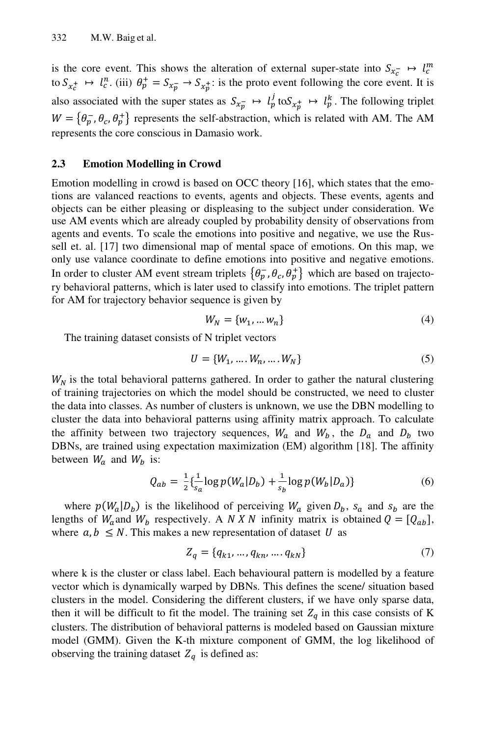is the core event. This shows the alteration of external super-state into $S_{x_c^-} \mapsto l_c^m$ to $S_{x_c^+} \mapsto l_c^n$. (iii) $\theta_p^+ = S_{x_p^-} \to S_{x_p^+}$: is the proto event following the core event. It is also associated with the super states as $S_{x_p^-} \mapsto l_p^j$ to$S_{x_p^+} \mapsto l_p^k$. The following triplet $W = \{\theta_p^-, \theta_c, \theta_p^+\}$ represents the self-abstraction, which is related with AM. The AM represents the core conscious in Damasio work.

### 2.3 Emotion Modelling in Crowd

Emotion modelling in crowd is based on OCC theory [16], which states that the emotions are valanced reactions to events, agents and objects. These events, agents and objects can be either pleasing or displeasing to the subject under consideration. We use AM events which are already coupled by probability density of observations from agents and events. To scale the emotions into positive and negative, we use the Russell et. al. [17] two dimensional map of mental space of emotions. On this map, we only use valance coordinate to define emotions into positive and negative emotions. In order to cluster AM event stream triplets $\{\theta_p^-, \theta_c, \theta_p^+\}$ which are based on trajectory behavioral patterns, which is later used to classify into emotions. The triplet pattern for AM for trajectory behavior sequence is given by

$$W_N = \{w_1, \dots w_n\} \tag{4}$$

The training dataset consists of N triplet vectors

$$U = \{W_1, \dots . W_n, \dots . W_N\} \tag{5}$$

$W_N$ is the total behavioral patterns gathered. In order to gather the natural clustering of training trajectories on which the model should be constructed, we need to cluster the data into classes. As number of clusters is unknown, we use the DBN modelling to cluster the data into behavioral patterns using affinity matrix approach. To calculate the affinity between two trajectory sequences, $W_a$ and $W_b$, the $D_a$ and $D_b$ two DBNs, are trained using expectation maximization (EM) algorithm [18]. The affinity between $W_a$ and $W_b$ is:

$$Q_{ab} = \frac{1}{2}\{\frac{1}{s_a}\log p(W_a|D_b) + \frac{1}{s_b}\log p(W_b|D_a)\} \tag{6}$$

where $p(W_a|D_b)$ is the likelihood of perceiving $W_a$ given $D_b$, $s_a$ and $s_b$ are the lengths of $W_a$ and $W_b$ respectively. A $N\ X\ N$ infinity matrix is obtained $Q = [Q_{ab}]$, where $a, b \le N$. This makes a new representation of dataset $U$ as

$$Z_q = \{q_{k1}, \dots, q_{kn}, \dots . q_{kN}\} \tag{7}$$

where k is the cluster or class label. Each behavioural pattern is modelled by a feature vector which is dynamically warped by DBNs. This defines the scene/ situation based clusters in the model. Considering the different clusters, if we have only sparse data, then it will be difficult to fit the model. The training set $Z_q$ in this case consists of K clusters. The distribution of behavioral patterns is modeled based on Gaussian mixture model (GMM). Given the K-th mixture component of GMM, the log likelihood of observing the training dataset $Z_q$ is defined as: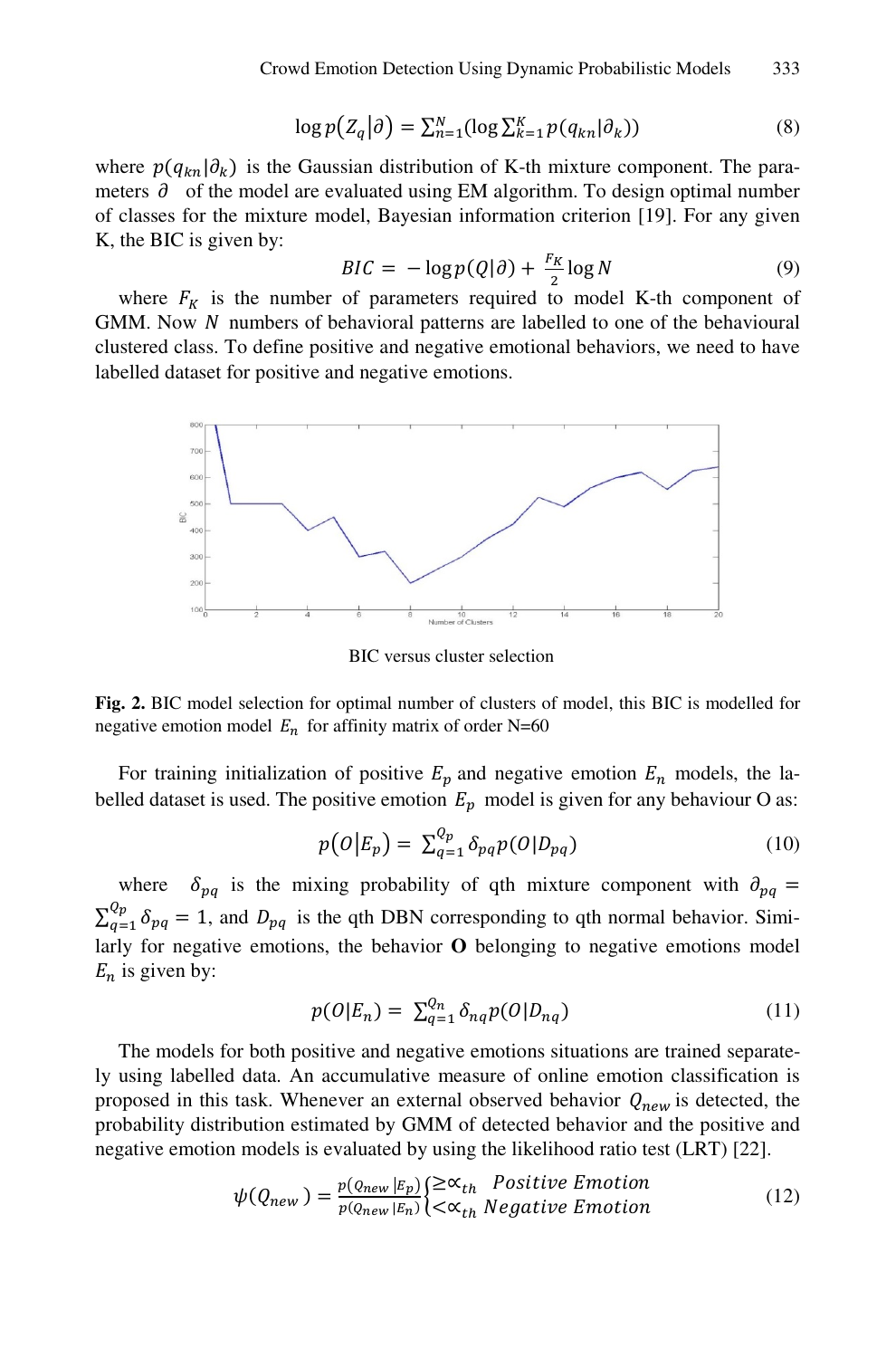$$\log p\left(Z_q \middle| \partial\right) = \sum_{n=1}^{N} (\log \sum_{k=1}^{K} p(q_{kn}|\partial_k)) \tag{8}$$

where $p(q_{kn}|\partial_k)$ is the Gaussian distribution of K-th mixture component. The parameters $\partial$ of the model are evaluated using EM algorithm. To design optimal number of classes for the mixture model, Bayesian information criterion [19]. For any given K, the BIC is given by:

$$BIC = -\log p(Q|\partial) + \frac{F_K}{2} \log N \tag{9}$$

where $F_K$ is the number of parameters required to model K-th component of GMM. Now $N$ numbers of behavioral patterns are labelled to one of the behavioural clustered class. To define positive and negative emotional behaviors, we need to have labelled dataset for positive and negative emotions.

BIC
800
700
600
500
400
300
200
100
0
2
4
6
8
10
12
14
16
18
20
Number of Clusters

BIC versus cluster selection

**Fig. 2.** BIC model selection for optimal number of clusters of model, this BIC is modelled for negative emotion model $E_n$ for affinity matrix of order N=60

For training initialization of positive $E_p$ and negative emotion $E_n$ models, the labelled dataset is used. The positive emotion $E_p$ model is given for any behaviour O as:

$$p\left(O\middle|E_p\right) = \sum_{q=1}^{Q_p} \delta_{pq} p(O|D_{pq}) \tag{10}$$

where $\delta_{pq}$ is the mixing probability of qth mixture component with $\partial_{pq} = \sum_{q=1}^{Q_p} \delta_{pq} = 1$, and $D_{pq}$ is the qth DBN corresponding to qth normal behavior. Similarly for negative emotions, the behavior **O** belonging to negative emotions model $E_n$ is given by:

$$p(O|E_n) = \sum_{q=1}^{Q_n} \delta_{nq} p(O|D_{nq}) \tag{11}$$

The models for both positive and negative emotions situations are trained separately using labelled data. An accumulative measure of online emotion classification is proposed in this task. Whenever an external observed behavior $Q_{new}$ is detected, the probability distribution estimated by GMM of detected behavior and the positive and negative emotion models is evaluated by using the likelihood ratio test (LRT) [22].

$$\psi(Q_{new}) = \frac{p(Q_{new}|E_p)}{p(Q_{new}|E_n)} \begin{cases} \geq \propto_{th} & Positive\ Emotion \\ < \propto_{th} & Negative\ Emotion \end{cases} \tag{12}$$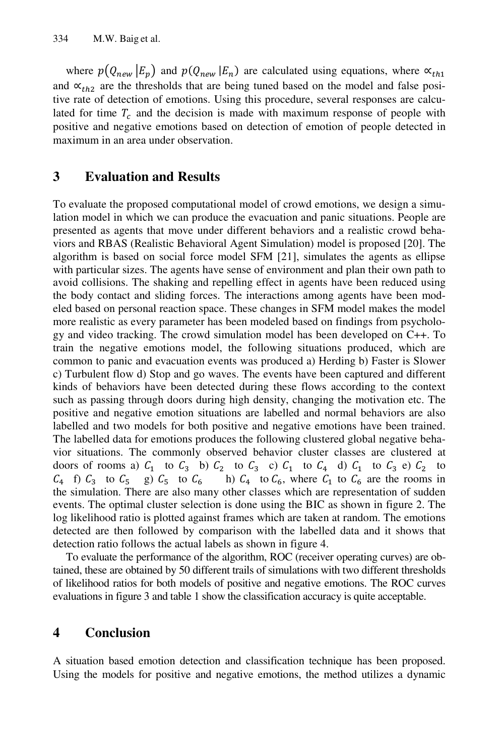where $p(Q_{new}|E_p)$ and $p(Q_{new}|E_n)$ are calculated using equations, where $\propto_{th1}$ and $\propto_{th2}$ are the thresholds that are being tuned based on the model and false positive rate of detection of emotions. Using this procedure, several responses are calculated for time $T_c$ and the decision is made with maximum response of people with positive and negative emotions based on detection of emotion of people detected in maximum in an area under observation.

## 3 Evaluation and Results

To evaluate the proposed computational model of crowd emotions, we design a simulation model in which we can produce the evacuation and panic situations. People are presented as agents that move under different behaviors and a realistic crowd behaviors and RBAS (Realistic Behavioral Agent Simulation) model is proposed [20]. The algorithm is based on social force model SFM [21], simulates the agents as ellipse with particular sizes. The agents have sense of environment and plan their own path to avoid collisions. The shaking and repelling effect in agents have been reduced using the body contact and sliding forces. The interactions among agents have been modeled based on personal reaction space. These changes in SFM model makes the model more realistic as every parameter has been modeled based on findings from psychology and video tracking. The crowd simulation model has been developed on C++. To train the negative emotions model, the following situations produced, which are common to panic and evacuation events was produced a) Herding b) Faster is Slower c) Turbulent flow d) Stop and go waves. The events have been captured and different kinds of behaviors have been detected during these flows according to the context such as passing through doors during high density, changing the motivation etc. The positive and negative emotion situations are labelled and normal behaviors are also labelled and two models for both positive and negative emotions have been trained. The labelled data for emotions produces the following clustered global negative behavior situations. The commonly observed behavior cluster classes are clustered at doors of rooms a) $C_1$ to $C_3$ b) $C_2$ to $C_3$ c) $C_1$ to $C_4$ d) $C_1$ to $C_3$ e) $C_2$ to $C_4$ f) $C_3$ to $C_5$ g) $C_5$ to $C_6$ h) $C_4$ to $C_6$, where $C_1$ to $C_6$ are the rooms in the simulation. There are also many other classes which are representation of sudden events. The optimal cluster selection is done using the BIC as shown in figure 2. The log likelihood ratio is plotted against frames which are taken at random. The emotions detected are then followed by comparison with the labelled data and it shows that detection ratio follows the actual labels as shown in figure 4.

To evaluate the performance of the algorithm, ROC (receiver operating curves) are obtained, these are obtained by 50 different trails of simulations with two different thresholds of likelihood ratios for both models of positive and negative emotions. The ROC curves evaluations in figure 3 and table 1 show the classification accuracy is quite acceptable.

## 4 Conclusion

A situation based emotion detection and classification technique has been proposed. Using the models for positive and negative emotions, the method utilizes a dynamic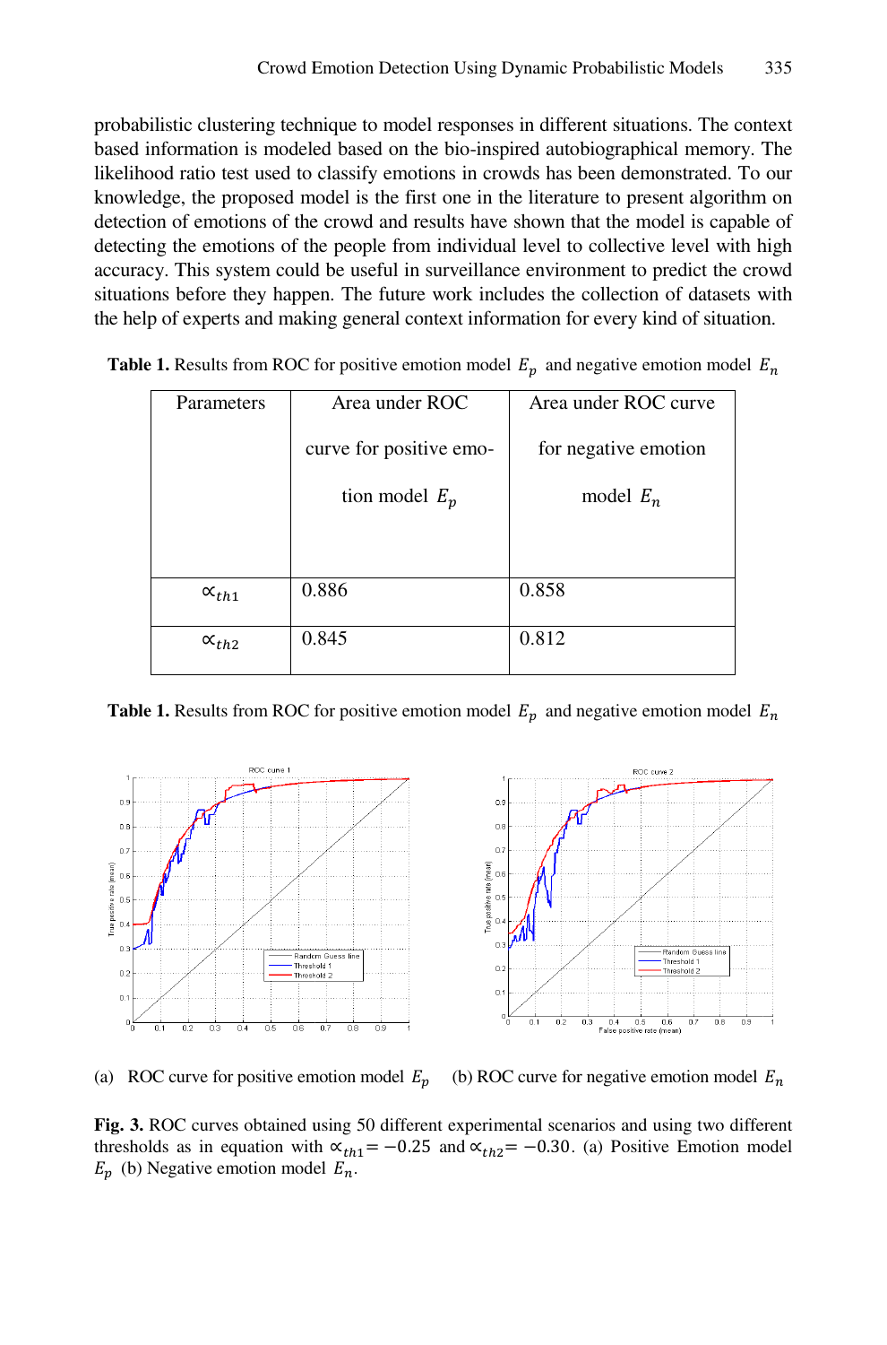probabilistic clustering technique to model responses in different situations. The context based information is modeled based on the bio-inspired autobiographical memory. The likelihood ratio test used to classify emotions in crowds has been demonstrated. To our knowledge, the proposed model is the first one in the literature to present algorithm on detection of emotions of the crowd and results have shown that the model is capable of detecting the emotions of the people from individual level to collective level with high accuracy. This system could be useful in surveillance environment to predict the crowd situations before they happen. The future work includes the collection of datasets with the help of experts and making general context information for every kind of situation.

**Table 1.** Results from ROC for positive emotion model $E_p$ and negative emotion model $E_n$

| Parameters | Area under ROC curve for positive emotion model $E_p$ | Area under ROC curve for negative emotion model $E_n$ |
|---|---|---|
| $\propto_{th1}$ | 0.886 | 0.858 |
| $\propto_{th2}$ | 0.845 | 0.812 |

**Table 1.** Results from ROC for positive emotion model $E_p$ and negative emotion model $E_n$

ROC curve 1

True positive rate (mean)

0 0.1 0.2 0.3 0.4 0.5 0.6 0.7 0.8 0.9 1

Random Guess line
Threshold 1
Threshold 2

ROC curve 2

True positive rate (mean)

False positive rate (mean)

0 0.1 0.2 0.3 0.4 0.5 0.6 0.7 0.8 0.9 1

Random Guess line
Threshold 1
Threshold 2

(a) ROC curve for positive emotion model $E_p$ (b) ROC curve for negative emotion model $E_n$

**Fig. 3.** ROC curves obtained using 50 different experimental scenarios and using two different thresholds as in equation with $\propto_{th1} = -0.25$ and $\propto_{th2} = -0.30$. (a) Positive Emotion model $E_p$ (b) Negative emotion model $E_n$.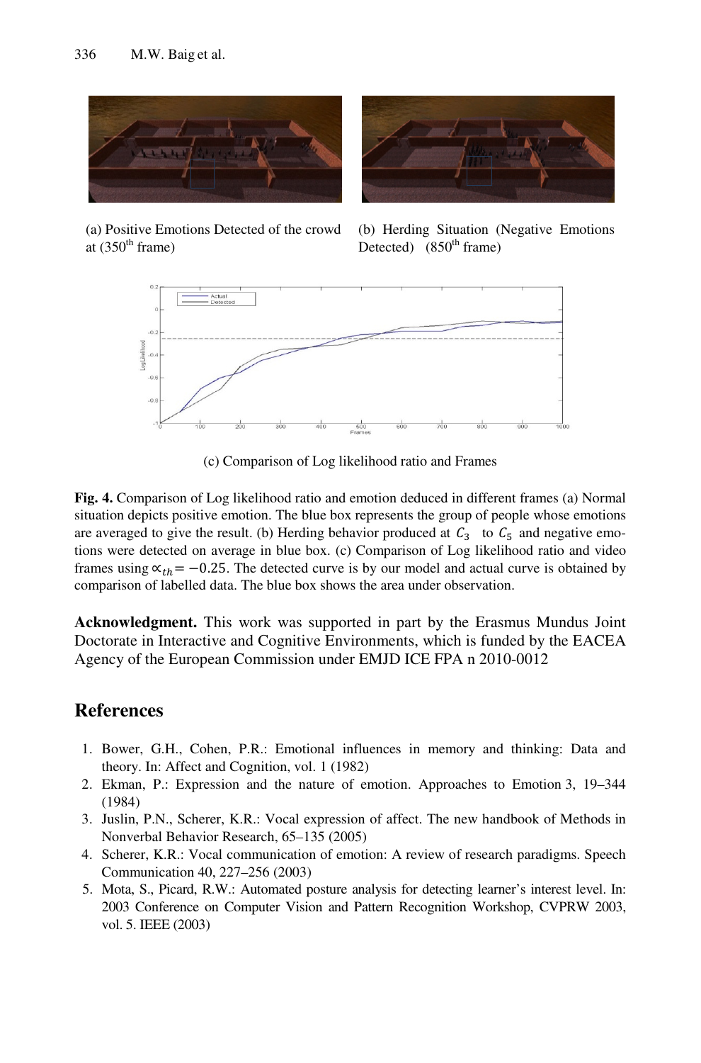(a) Positive Emotions Detected of the crowd at (350[th] frame)

(b) Herding Situation (Negative Emotions Detected) (850[th] frame)

0.2
0
-0.2
-0.4
-0.6
-0.8
-1
Log Likelihood
Actual
Detected
0
100
200
300
400
500
600
700
800
900
1000
Frames

(c) Comparison of Log likelihood ratio and Frames

**Fig. 4.** Comparison of Log likelihood ratio and emotion deduced in different frames (a) Normal situation depicts positive emotion. The blue box represents the group of people whose emotions are averaged to give the result. (b) Herding behavior produced at $C_3$ to $C_5$ and negative emotions were detected on average in blue box. (c) Comparison of Log likelihood ratio and video frames using $\propto_{th} = -0.25$. The detected curve is by our model and actual curve is obtained by comparison of labelled data. The blue box shows the area under observation.

**Acknowledgment.** This work was supported in part by the Erasmus Mundus Joint Doctorate in Interactive and Cognitive Environments, which is funded by the EACEA Agency of the European Commission under EMJD ICE FPA n 2010-0012

## References

1. Bower, G.H., Cohen, P.R.: Emotional influences in memory and thinking: Data and theory. In: Affect and Cognition, vol. 1 (1982)
2. Ekman, P.: Expression and the nature of emotion. Approaches to Emotion 3, 19–344 (1984)
3. Juslin, P.N., Scherer, K.R.: Vocal expression of affect. The new handbook of Methods in Nonverbal Behavior Research, 65–135 (2005)
4. Scherer, K.R.: Vocal communication of emotion: A review of research paradigms. Speech Communication 40, 227–256 (2003)
5. Mota, S., Picard, R.W.: Automated posture analysis for detecting learner's interest level. In: 2003 Conference on Computer Vision and Pattern Recognition Workshop, CVPRW 2003, vol. 5. IEEE (2003)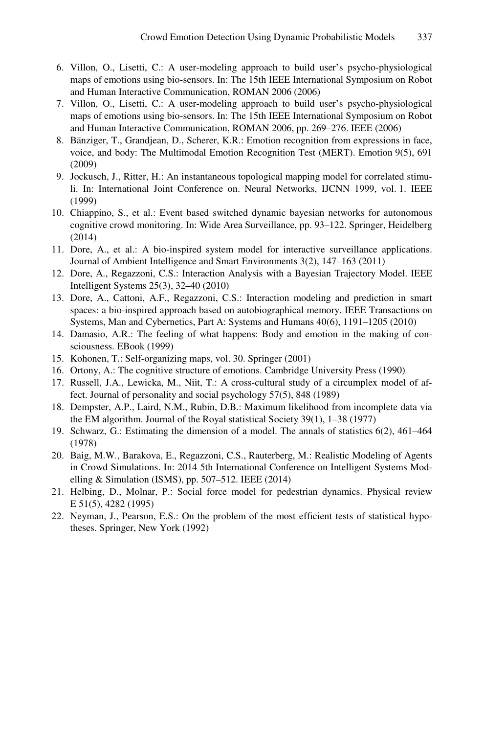6. Villon, O., Lisetti, C.: A user-modeling approach to build user's psycho-physiological maps of emotions using bio-sensors. In: The 15th IEEE International Symposium on Robot and Human Interactive Communication, ROMAN 2006 (2006)
7. Villon, O., Lisetti, C.: A user-modeling approach to build user's psycho-physiological maps of emotions using bio-sensors. In: The 15th IEEE International Symposium on Robot and Human Interactive Communication, ROMAN 2006, pp. 269–276. IEEE (2006)
8. Bänziger, T., Grandjean, D., Scherer, K.R.: Emotion recognition from expressions in face, voice, and body: The Multimodal Emotion Recognition Test (MERT). Emotion 9(5), 691 (2009)
9. Jockusch, J., Ritter, H.: An instantaneous topological mapping model for correlated stimuli. In: International Joint Conference on. Neural Networks, IJCNN 1999, vol. 1. IEEE (1999)
10. Chiappino, S., et al.: Event based switched dynamic bayesian networks for autonomous cognitive crowd monitoring. In: Wide Area Surveillance, pp. 93–122. Springer, Heidelberg (2014)
11. Dore, A., et al.: A bio-inspired system model for interactive surveillance applications. Journal of Ambient Intelligence and Smart Environments 3(2), 147–163 (2011)
12. Dore, A., Regazzoni, C.S.: Interaction Analysis with a Bayesian Trajectory Model. IEEE Intelligent Systems 25(3), 32–40 (2010)
13. Dore, A., Cattoni, A.F., Regazzoni, C.S.: Interaction modeling and prediction in smart spaces: a bio-inspired approach based on autobiographical memory. IEEE Transactions on Systems, Man and Cybernetics, Part A: Systems and Humans 40(6), 1191–1205 (2010)
14. Damasio, A.R.: The feeling of what happens: Body and emotion in the making of consciousness. EBook (1999)
15. Kohonen, T.: Self-organizing maps, vol. 30. Springer (2001)
16. Ortony, A.: The cognitive structure of emotions. Cambridge University Press (1990)
17. Russell, J.A., Lewicka, M., Niit, T.: A cross-cultural study of a circumplex model of affect. Journal of personality and social psychology 57(5), 848 (1989)
18. Dempster, A.P., Laird, N.M., Rubin, D.B.: Maximum likelihood from incomplete data via the EM algorithm. Journal of the Royal statistical Society 39(1), 1–38 (1977)
19. Schwarz, G.: Estimating the dimension of a model. The annals of statistics 6(2), 461–464 (1978)
20. Baig, M.W., Barakova, E., Regazzoni, C.S., Rauterberg, M.: Realistic Modeling of Agents in Crowd Simulations. In: 2014 5th International Conference on Intelligent Systems Modelling & Simulation (ISMS), pp. 507–512. IEEE (2014)
21. Helbing, D., Molnar, P.: Social force model for pedestrian dynamics. Physical review E 51(5), 4282 (1995)
22. Neyman, J., Pearson, E.S.: On the problem of the most efficient tests of statistical hypotheses. Springer, New York (1992)